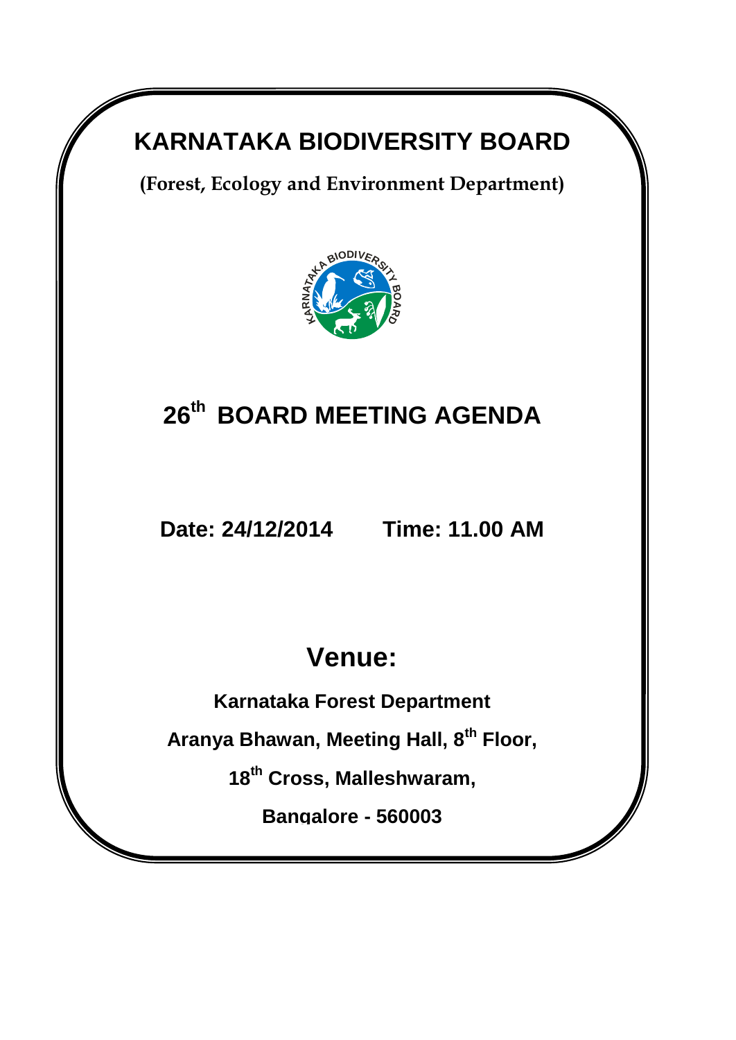# KARNATAKA BIODIVERSITY BOARD

**(Forest, Ecology and Environment Department)**

## 26th BOARD MEETING AGENDA

**Date: 24/12/2014      Time: 11.00 AM**

## Venue:

**Karnataka Forest Department**

**Aranya Bhawan, Meeting Hall, 8th Floor,**

**18th Cross, Malleshwaram,**

**Bangalore - 560003**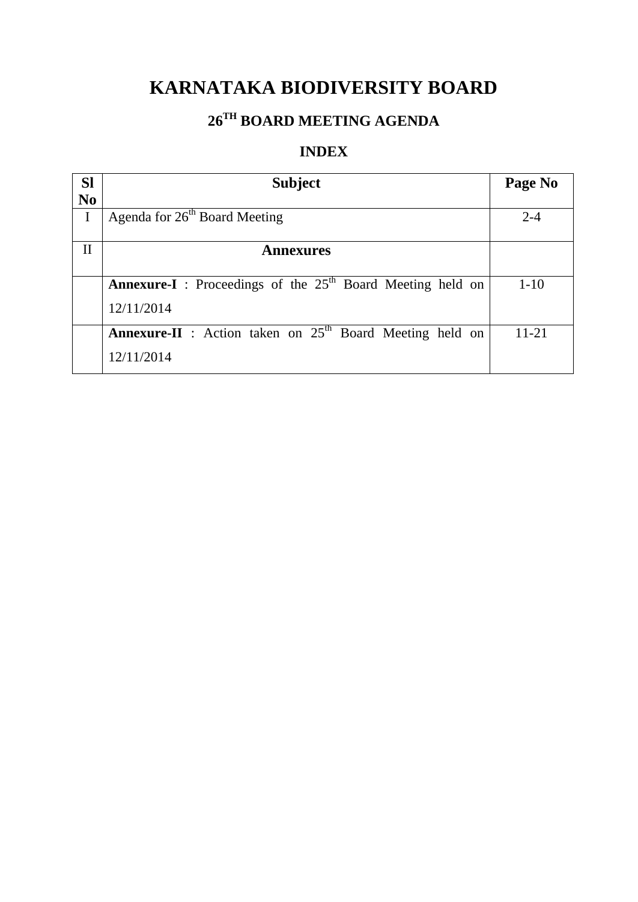# KARNATAKA BIODIVERSITY BOARD

## 26TH BOARD MEETING AGENDA

### INDEX

| Sl No | Subject | Page No |
|---|---|---|
| I | Agenda for 26th Board Meeting | 2-4 |
| II | **Annexures** | |
| | **Annexure-I** : Proceedings of the 25th Board Meeting held on 12/11/2014 | 1-10 |
| | **Annexure-II** : Action taken on 25th Board Meeting held on 12/11/2014 | 11-21 |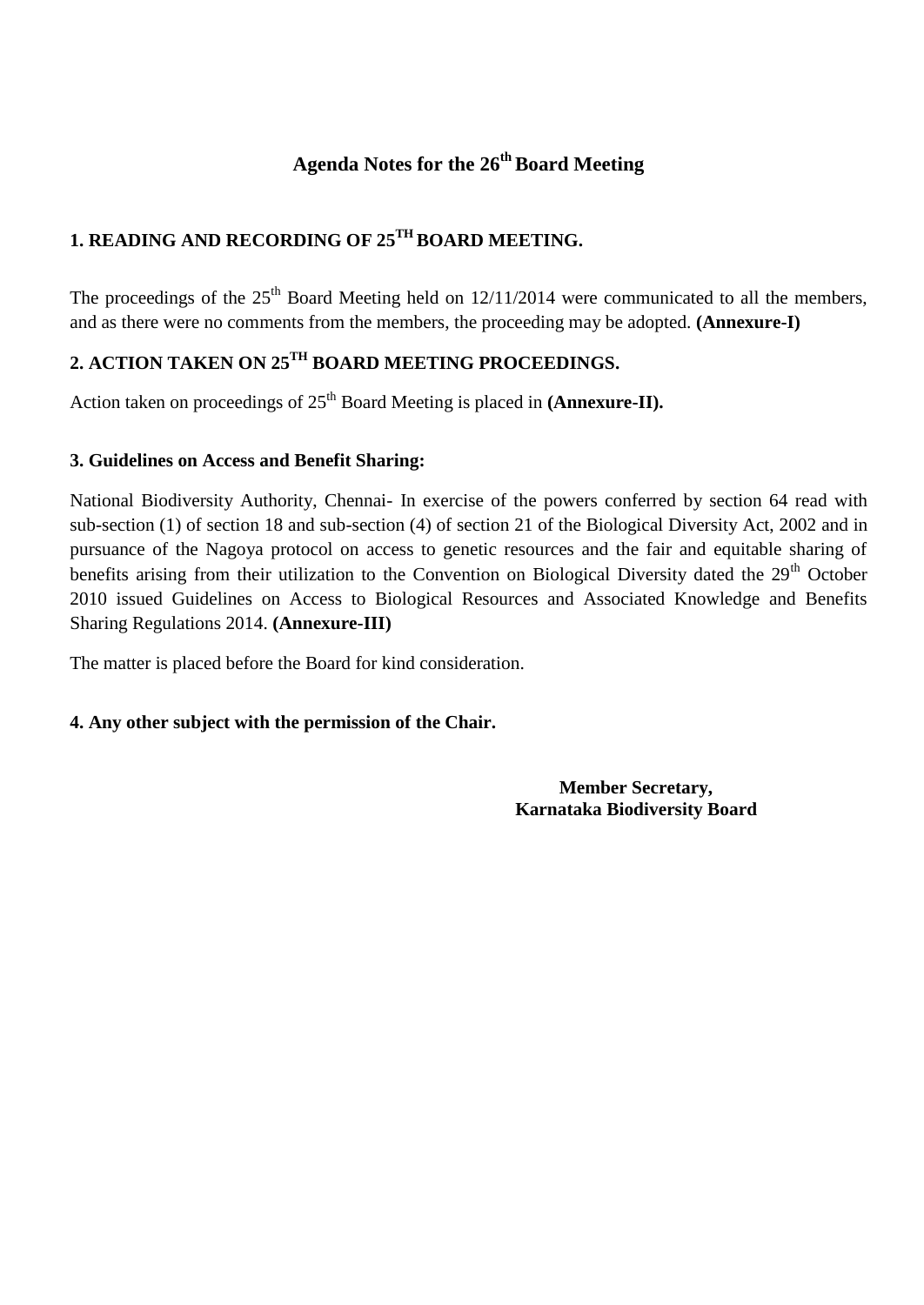# Agenda Notes for the 26th Board Meeting

## 1. READING AND RECORDING OF 25TH BOARD MEETING.

The proceedings of the 25th Board Meeting held on 12/11/2014 were communicated to all the members, and as there were no comments from the members, the proceeding may be adopted. **(Annexure-I)**

## 2. ACTION TAKEN ON 25TH BOARD MEETING PROCEEDINGS.

Action taken on proceedings of 25th Board Meeting is placed in **(Annexure-II).**

### 3. Guidelines on Access and Benefit Sharing:

National Biodiversity Authority, Chennai- In exercise of the powers conferred by section 64 read with sub-section (1) of section 18 and sub-section (4) of section 21 of the Biological Diversity Act, 2002 and in pursuance of the Nagoya protocol on access to genetic resources and the fair and equitable sharing of benefits arising from their utilization to the Convention on Biological Diversity dated the 29th October 2010 issued Guidelines on Access to Biological Resources and Associated Knowledge and Benefits Sharing Regulations 2014. **(Annexure-III)**

The matter is placed before the Board for kind consideration.

### 4. Any other subject with the permission of the Chair.

**Member Secretary,**
**Karnataka Biodiversity Board**